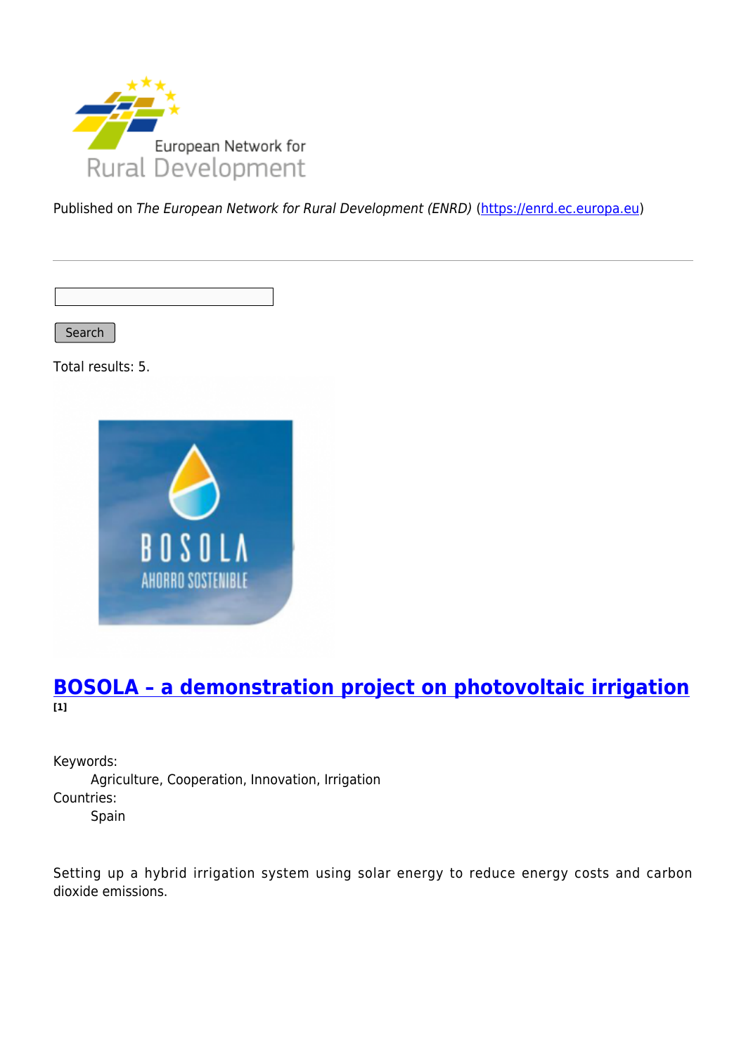Published on *The European Network for Rural Development (ENRD)* (https://enrd.ec.europa.eu)

Search

Total results: 5.

## BOSOLA – a demonstration project on photovoltaic irrigation

[1]

Keywords:

Agriculture, Cooperation, Innovation, Irrigation

Countries:

Spain

Setting up a hybrid irrigation system using solar energy to reduce energy costs and carbon dioxide emissions.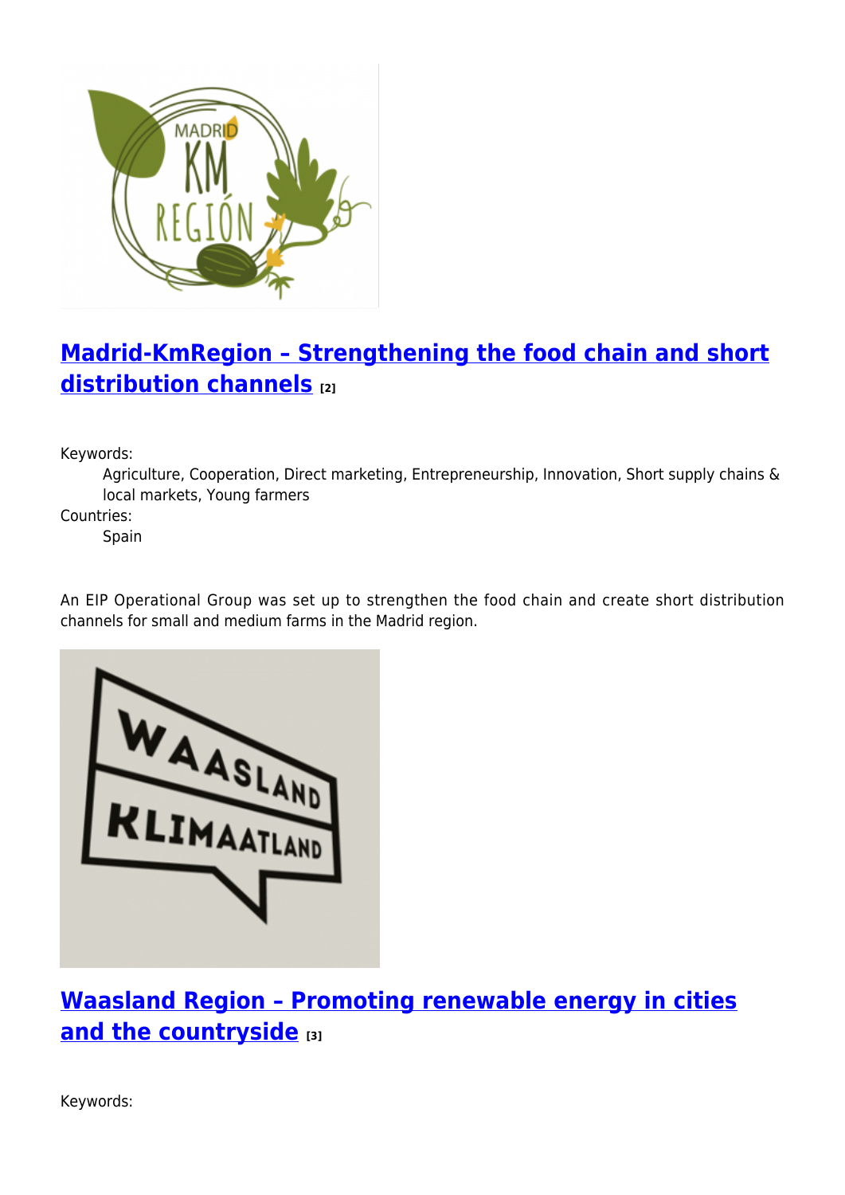## [Madrid-KmRegion – Strengthening the food chain and short distribution channels](#) [2]

Keywords:
: Agriculture, Cooperation, Direct marketing, Entrepreneurship, Innovation, Short supply chains & local markets, Young farmers

Countries:
: Spain

An EIP Operational Group was set up to strengthen the food chain and create short distribution channels for small and medium farms in the Madrid region.

## [Waasland Region – Promoting renewable energy in cities and the countryside](#) [3]

Keywords: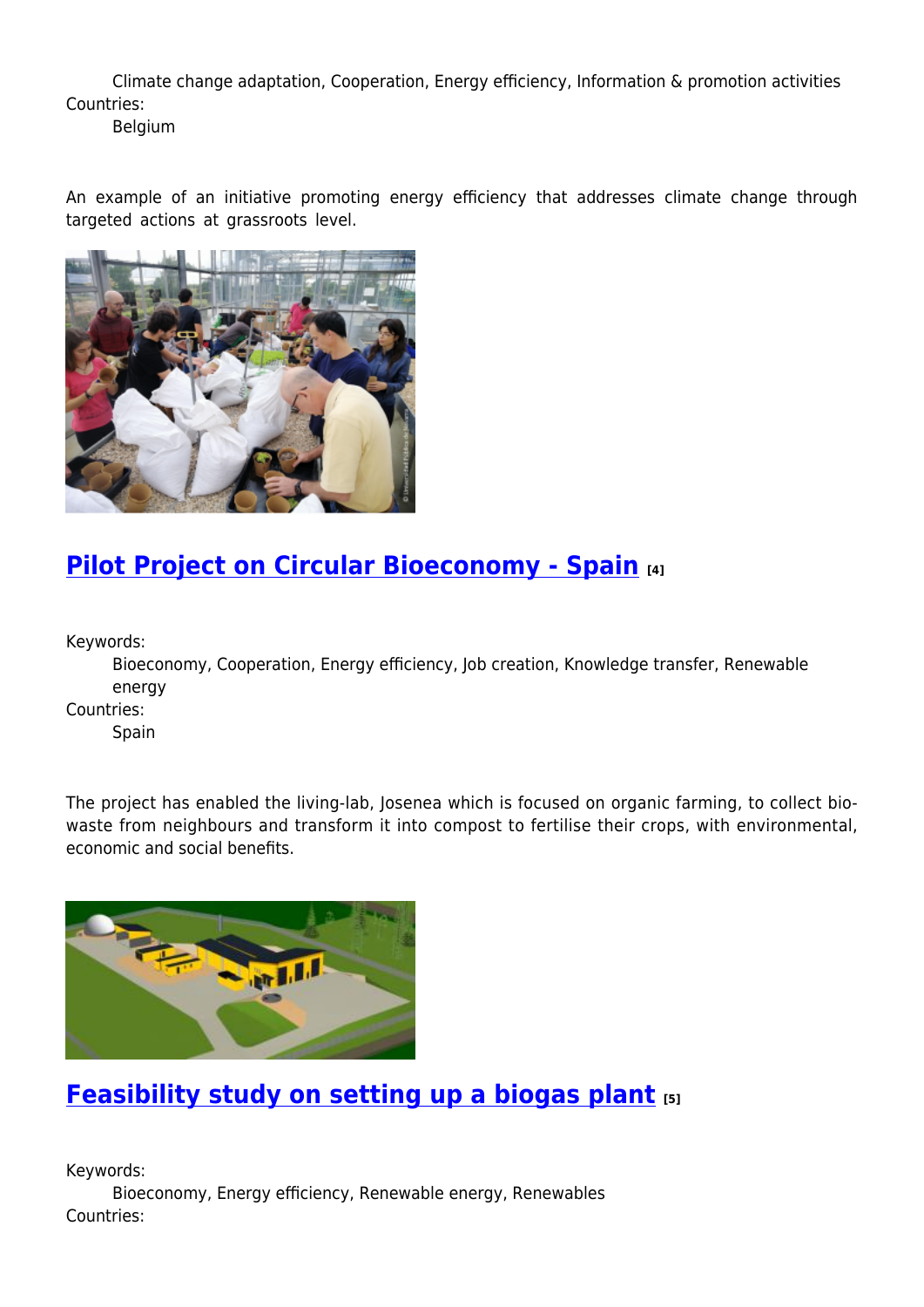Climate change adaptation, Cooperation, Energy efficiency, Information & promotion activities

Countries:

Belgium

An example of an initiative promoting energy efficiency that addresses climate change through targeted actions at grassroots level.

## Pilot Project on Circular Bioeconomy - Spain [4]

Keywords:

Bioeconomy, Cooperation, Energy efficiency, Job creation, Knowledge transfer, Renewable energy

Countries:

Spain

The project has enabled the living-lab, Josenea which is focused on organic farming, to collect bio-waste from neighbours and transform it into compost to fertilise their crops, with environmental, economic and social benefits.

## Feasibility study on setting up a biogas plant [5]

Keywords:

Bioeconomy, Energy efficiency, Renewable energy, Renewables

Countries: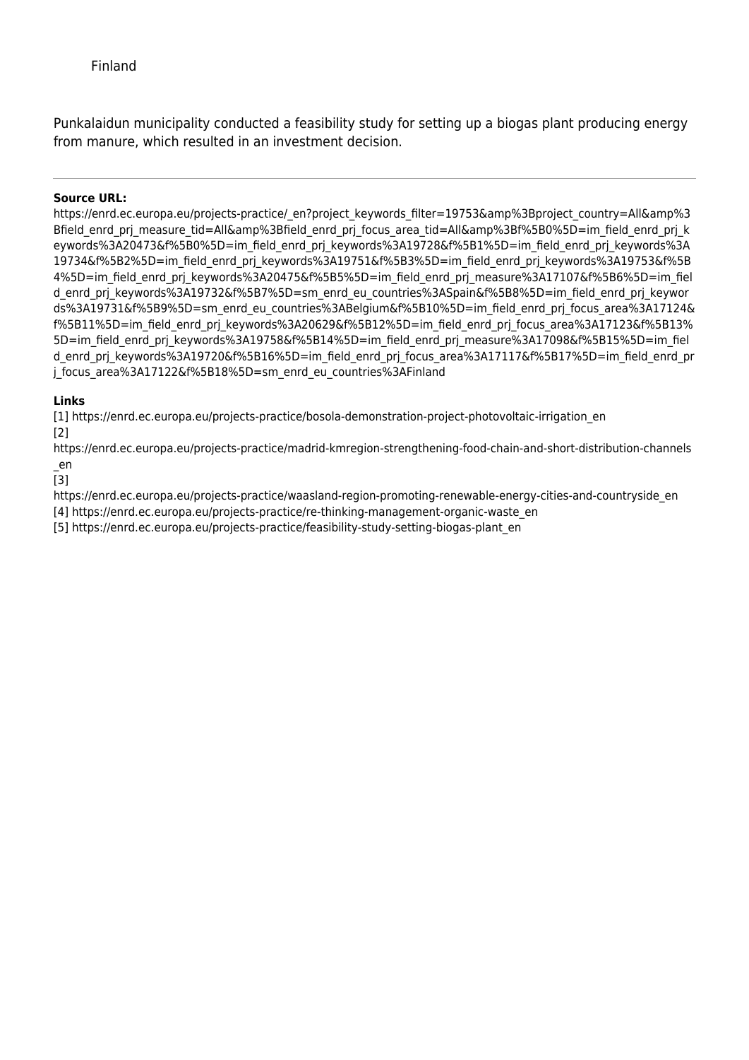Finland

Punkalaidun municipality conducted a feasibility study for setting up a biogas plant producing energy from manure, which resulted in an investment decision.

---

**Source URL:**
https://enrd.ec.europa.eu/projects-practice/_en?project_keywords_filter=19753&amp%3Bproject_country=All&amp%3Bfield_enrd_prj_measure_tid=All&amp%3Bfield_enrd_prj_focus_area_tid=All&amp%3Bf%5B0%5D=im_field_enrd_prj_keywords%3A20473&f%5B0%5D=im_field_enrd_prj_keywords%3A19728&f%5B1%5D=im_field_enrd_prj_keywords%3A19734&f%5B2%5D=im_field_enrd_prj_keywords%3A19751&f%5B3%5D=im_field_enrd_prj_keywords%3A19753&f%5B4%5D=im_field_enrd_prj_keywords%3A20475&f%5B5%5D=im_field_enrd_prj_measure%3A17107&f%5B6%5D=im_field_enrd_prj_keywords%3A19732&f%5B7%5D=sm_enrd_eu_countries%3ASpain&f%5B8%5D=im_field_enrd_prj_keywords%3A19731&f%5B9%5D=sm_enrd_eu_countries%3ABelgium&f%5B10%5D=im_field_enrd_prj_focus_area%3A17124&f%5B11%5D=im_field_enrd_prj_keywords%3A20629&f%5B12%5D=im_field_enrd_prj_focus_area%3A17123&f%5B13%5D=im_field_enrd_prj_keywords%3A19758&f%5B14%5D=im_field_enrd_prj_measure%3A17098&f%5B15%5D=im_field_enrd_prj_keywords%3A19720&f%5B16%5D=im_field_enrd_prj_focus_area%3A17117&f%5B17%5D=im_field_enrd_prj_focus_area%3A17122&f%5B18%5D=sm_enrd_eu_countries%3AFinland

**Links**
[1] https://enrd.ec.europa.eu/projects-practice/bosola-demonstration-project-photovoltaic-irrigation_en
[2] https://enrd.ec.europa.eu/projects-practice/madrid-kmregion-strengthening-food-chain-and-short-distribution-channels_en
[3] https://enrd.ec.europa.eu/projects-practice/waasland-region-promoting-renewable-energy-cities-and-countryside_en
[4] https://enrd.ec.europa.eu/projects-practice/re-thinking-management-organic-waste_en
[5] https://enrd.ec.europa.eu/projects-practice/feasibility-study-setting-biogas-plant_en